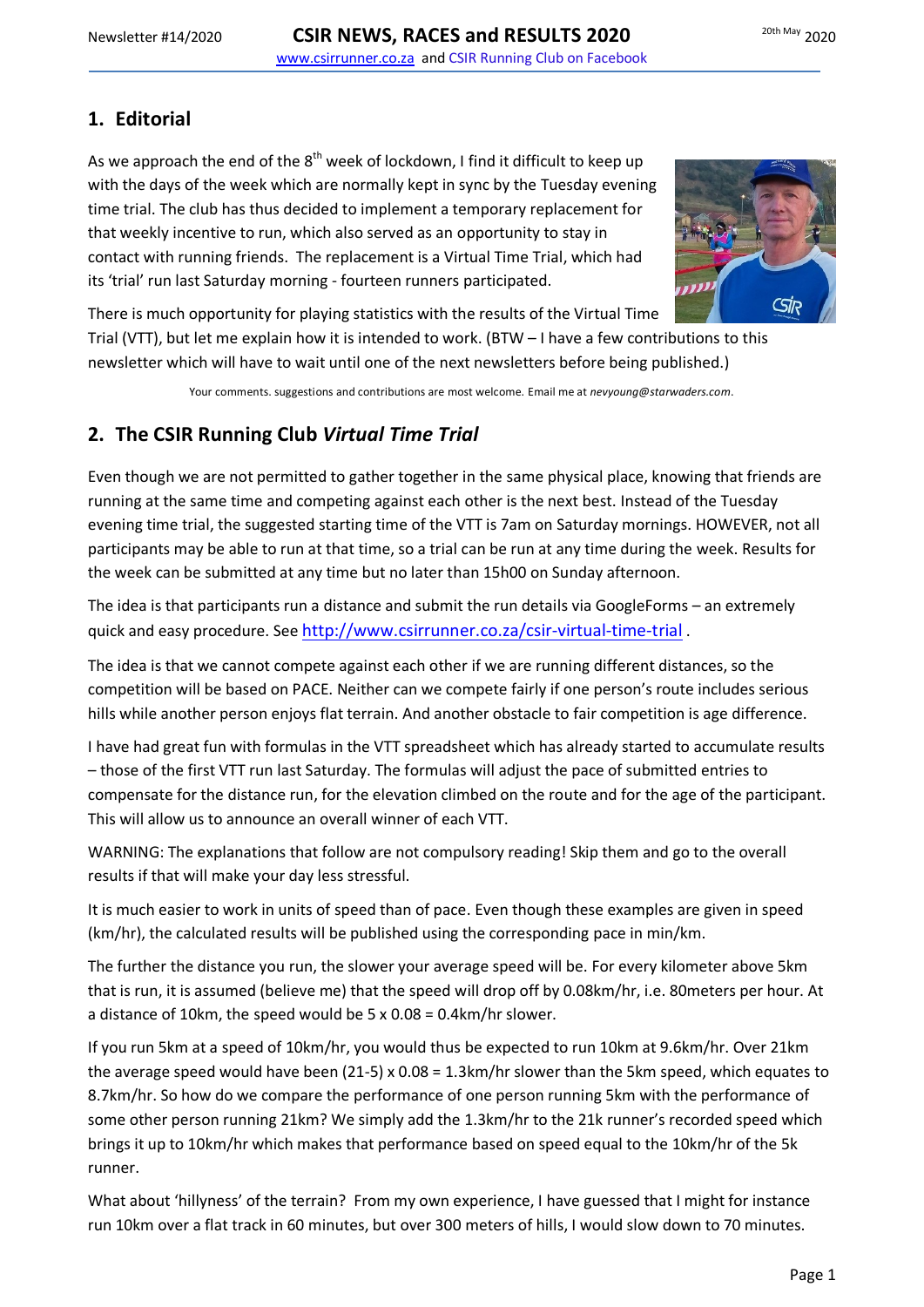Newsletter #14/2020 — **CSIR NEWS, RACES and RESULTS 2020** — 20th May 2020

www.csirrunner.co.za and CSIR Running Club on Facebook

## 1. Editorial

As we approach the end of the 8th week of lockdown, I find it difficult to keep up with the days of the week which are normally kept in sync by the Tuesday evening time trial. The club has thus decided to implement a temporary replacement for that weekly incentive to run, which also served as an opportunity to stay in contact with running friends. The replacement is a Virtual Time Trial, which had its 'trial' run last Saturday morning - fourteen runners participated.

There is much opportunity for playing statistics with the results of the Virtual Time Trial (VTT), but let me explain how it is intended to work. (BTW – I have a few contributions to this newsletter which will have to wait until one of the next newsletters before being published.)

Your comments. suggestions and contributions are most welcome. Email me at *nevyoung@starwaders.com*.

## 2. The CSIR Running Club *Virtual Time Trial*

Even though we are not permitted to gather together in the same physical place, knowing that friends are running at the same time and competing against each other is the next best. Instead of the Tuesday evening time trial, the suggested starting time of the VTT is 7am on Saturday mornings. HOWEVER, not all participants may be able to run at that time, so a trial can be run at any time during the week. Results for the week can be submitted at any time but no later than 15h00 on Sunday afternoon.

The idea is that participants run a distance and submit the run details via GoogleForms – an extremely quick and easy procedure. See http://www.csirrunner.co.za/csir-virtual-time-trial .

The idea is that we cannot compete against each other if we are running different distances, so the competition will be based on PACE. Neither can we compete fairly if one person's route includes serious hills while another person enjoys flat terrain. And another obstacle to fair competition is age difference.

I have had great fun with formulas in the VTT spreadsheet which has already started to accumulate results – those of the first VTT run last Saturday. The formulas will adjust the pace of submitted entries to compensate for the distance run, for the elevation climbed on the route and for the age of the participant. This will allow us to announce an overall winner of each VTT.

WARNING: The explanations that follow are not compulsory reading! Skip them and go to the overall results if that will make your day less stressful.

It is much easier to work in units of speed than of pace. Even though these examples are given in speed (km/hr), the calculated results will be published using the corresponding pace in min/km.

The further the distance you run, the slower your average speed will be. For every kilometer above 5km that is run, it is assumed (believe me) that the speed will drop off by 0.08km/hr, i.e. 80meters per hour. At a distance of 10km, the speed would be 5 x 0.08 = 0.4km/hr slower.

If you run 5km at a speed of 10km/hr, you would thus be expected to run 10km at 9.6km/hr. Over 21km the average speed would have been (21-5) x 0.08 = 1.3km/hr slower than the 5km speed, which equates to 8.7km/hr. So how do we compare the performance of one person running 5km with the performance of some other person running 21km? We simply add the 1.3km/hr to the 21k runner's recorded speed which brings it up to 10km/hr which makes that performance based on speed equal to the 10km/hr of the 5k runner.

What about 'hillyness' of the terrain? From my own experience, I have guessed that I might for instance run 10km over a flat track in 60 minutes, but over 300 meters of hills, I would slow down to 70 minutes.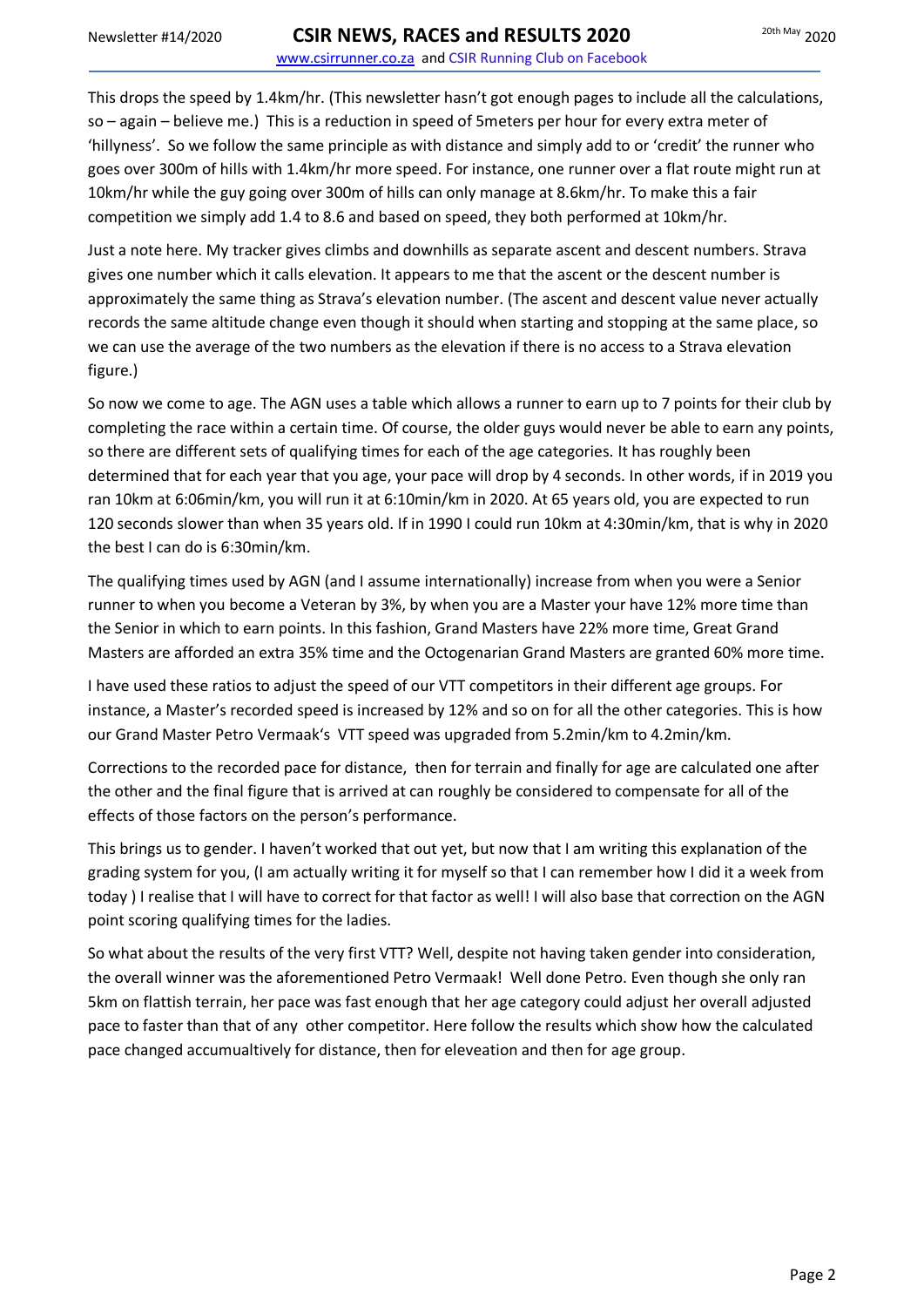This drops the speed by 1.4km/hr. (This newsletter hasn't got enough pages to include all the calculations, so – again – believe me.) This is a reduction in speed of 5meters per hour for every extra meter of 'hillyness'. So we follow the same principle as with distance and simply add to or 'credit' the runner who goes over 300m of hills with 1.4km/hr more speed. For instance, one runner over a flat route might run at 10km/hr while the guy going over 300m of hills can only manage at 8.6km/hr. To make this a fair competition we simply add 1.4 to 8.6 and based on speed, they both performed at 10km/hr.

Just a note here. My tracker gives climbs and downhills as separate ascent and descent numbers. Strava gives one number which it calls elevation. It appears to me that the ascent or the descent number is approximately the same thing as Strava's elevation number. (The ascent and descent value never actually records the same altitude change even though it should when starting and stopping at the same place, so we can use the average of the two numbers as the elevation if there is no access to a Strava elevation figure.)

So now we come to age. The AGN uses a table which allows a runner to earn up to 7 points for their club by completing the race within a certain time. Of course, the older guys would never be able to earn any points, so there are different sets of qualifying times for each of the age categories. It has roughly been determined that for each year that you age, your pace will drop by 4 seconds. In other words, if in 2019 you ran 10km at 6:06min/km, you will run it at 6:10min/km in 2020. At 65 years old, you are expected to run 120 seconds slower than when 35 years old. If in 1990 I could run 10km at 4:30min/km, that is why in 2020 the best I can do is 6:30min/km.

The qualifying times used by AGN (and I assume internationally) increase from when you were a Senior runner to when you become a Veteran by 3%, by when you are a Master your have 12% more time than the Senior in which to earn points. In this fashion, Grand Masters have 22% more time, Great Grand Masters are afforded an extra 35% time and the Octogenarian Grand Masters are granted 60% more time.

I have used these ratios to adjust the speed of our VTT competitors in their different age groups. For instance, a Master's recorded speed is increased by 12% and so on for all the other categories. This is how our Grand Master Petro Vermaak's VTT speed was upgraded from 5.2min/km to 4.2min/km.

Corrections to the recorded pace for distance, then for terrain and finally for age are calculated one after the other and the final figure that is arrived at can roughly be considered to compensate for all of the effects of those factors on the person's performance.

This brings us to gender. I haven't worked that out yet, but now that I am writing this explanation of the grading system for you, (I am actually writing it for myself so that I can remember how I did it a week from today ) I realise that I will have to correct for that factor as well! I will also base that correction on the AGN point scoring qualifying times for the ladies.

So what about the results of the very first VTT? Well, despite not having taken gender into consideration, the overall winner was the aforementioned Petro Vermaak! Well done Petro. Even though she only ran 5km on flattish terrain, her pace was fast enough that her age category could adjust her overall adjusted pace to faster than that of any other competitor. Here follow the results which show how the calculated pace changed accumualtively for distance, then for eleveation and then for age group.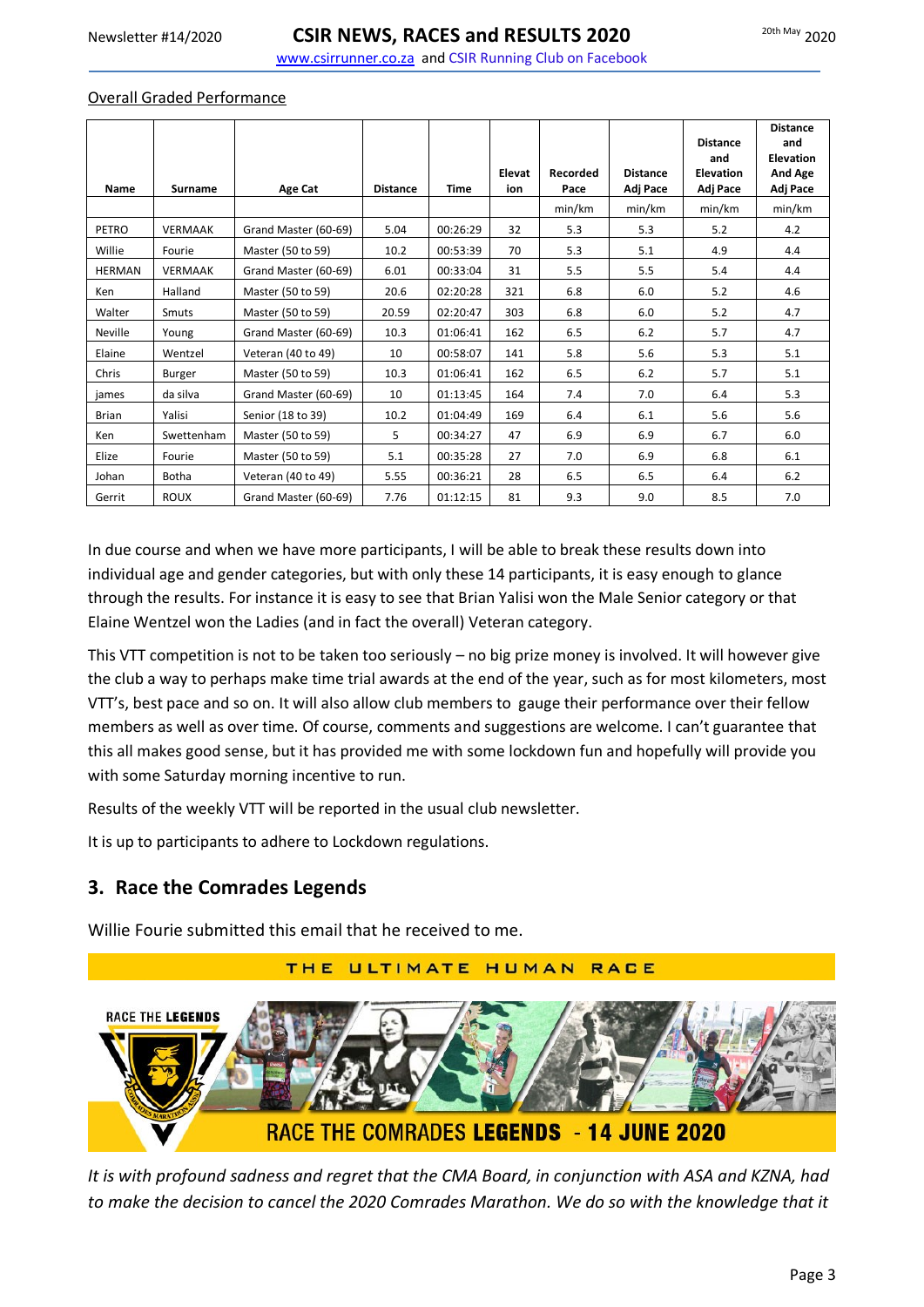Overall Graded Performance

| Name | Surname | Age Cat | Distance | Time | Elevation | Recorded Pace | Distance Adj Pace | Distance and Elevation Adj Pace | Distance and Elevation And Age Adj Pace |
|---|---|---|---|---|---|---|---|---|---|
| | | | | | | min/km | min/km | min/km | min/km |
| PETRO | VERMAAK | Grand Master (60-69) | 5.04 | 00:26:29 | 32 | 5.3 | 5.3 | 5.2 | 4.2 |
| Willie | Fourie | Master (50 to 59) | 10.2 | 00:53:39 | 70 | 5.3 | 5.1 | 4.9 | 4.4 |
| HERMAN | VERMAAK | Grand Master (60-69) | 6.01 | 00:33:04 | 31 | 5.5 | 5.5 | 5.4 | 4.4 |
| Ken | Halland | Master (50 to 59) | 20.6 | 02:20:28 | 321 | 6.8 | 6.0 | 5.2 | 4.6 |
| Walter | Smuts | Master (50 to 59) | 20.59 | 02:20:47 | 303 | 6.8 | 6.0 | 5.2 | 4.7 |
| Neville | Young | Grand Master (60-69) | 10.3 | 01:06:41 | 162 | 6.5 | 6.2 | 5.7 | 4.7 |
| Elaine | Wentzel | Veteran (40 to 49) | 10 | 00:58:07 | 141 | 5.8 | 5.6 | 5.3 | 5.1 |
| Chris | Burger | Master (50 to 59) | 10.3 | 01:06:41 | 162 | 6.5 | 6.2 | 5.7 | 5.1 |
| james | da silva | Grand Master (60-69) | 10 | 01:13:45 | 164 | 7.4 | 7.0 | 6.4 | 5.3 |
| Brian | Yalisi | Senior (18 to 39) | 10.2 | 01:04:49 | 169 | 6.4 | 6.1 | 5.6 | 5.6 |
| Ken | Swettenham | Master (50 to 59) | 5 | 00:34:27 | 47 | 6.9 | 6.9 | 6.7 | 6.0 |
| Elize | Fourie | Master (50 to 59) | 5.1 | 00:35:28 | 27 | 7.0 | 6.9 | 6.8 | 6.1 |
| Johan | Botha | Veteran (40 to 49) | 5.55 | 00:36:21 | 28 | 6.5 | 6.5 | 6.4 | 6.2 |
| Gerrit | ROUX | Grand Master (60-69) | 7.76 | 01:12:15 | 81 | 9.3 | 9.0 | 8.5 | 7.0 |

In due course and when we have more participants, I will be able to break these results down into individual age and gender categories, but with only these 14 participants, it is easy enough to glance through the results. For instance it is easy to see that Brian Yalisi won the Male Senior category or that Elaine Wentzel won the Ladies (and in fact the overall) Veteran category.

This VTT competition is not to be taken too seriously – no big prize money is involved. It will however give the club a way to perhaps make time trial awards at the end of the year, such as for most kilometers, most VTT's, best pace and so on. It will also allow club members to gauge their performance over their fellow members as well as over time. Of course, comments and suggestions are welcome. I can't guarantee that this all makes good sense, but it has provided me with some lockdown fun and hopefully will provide you with some Saturday morning incentive to run.

Results of the weekly VTT will be reported in the usual club newsletter.

It is up to participants to adhere to Lockdown regulations.

## 3. Race the Comrades Legends

Willie Fourie submitted this email that he received to me.

THE ULTIMATE HUMAN RACE

RACE THE LEGENDS

RACE THE COMRADES **LEGENDS** - **14 JUNE 2020**

*It is with profound sadness and regret that the CMA Board, in conjunction with ASA and KZNA, had to make the decision to cancel the 2020 Comrades Marathon. We do so with the knowledge that it*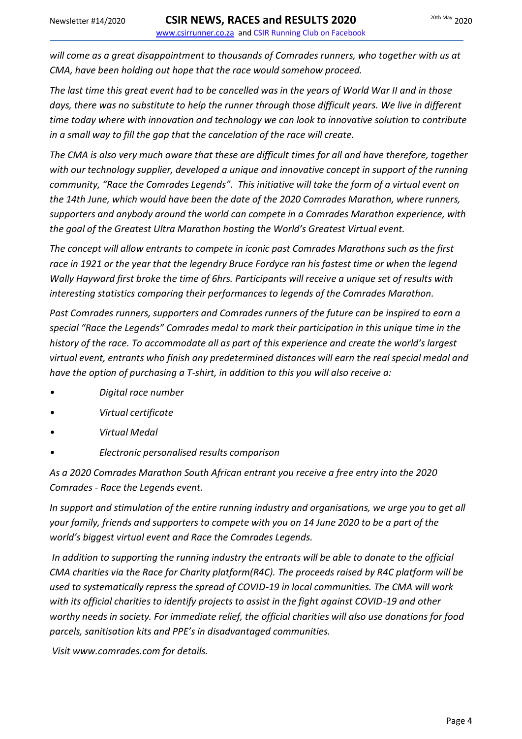*will come as a great disappointment to thousands of Comrades runners, who together with us at CMA, have been holding out hope that the race would somehow proceed.*

*The last time this great event had to be cancelled was in the years of World War II and in those days, there was no substitute to help the runner through those difficult years. We live in different time today where with innovation and technology we can look to innovative solution to contribute in a small way to fill the gap that the cancelation of the race will create.*

*The CMA is also very much aware that these are difficult times for all and have therefore, together with our technology supplier, developed a unique and innovative concept in support of the running community, "Race the Comrades Legends". This initiative will take the form of a virtual event on the 14th June, which would have been the date of the 2020 Comrades Marathon, where runners, supporters and anybody around the world can compete in a Comrades Marathon experience, with the goal of the Greatest Ultra Marathon hosting the World's Greatest Virtual event.*

*The concept will allow entrants to compete in iconic past Comrades Marathons such as the first race in 1921 or the year that the legendry Bruce Fordyce ran his fastest time or when the legend Wally Hayward first broke the time of 6hrs. Participants will receive a unique set of results with interesting statistics comparing their performances to legends of the Comrades Marathon.*

*Past Comrades runners, supporters and Comrades runners of the future can be inspired to earn a special "Race the Legends" Comrades medal to mark their participation in this unique time in the history of the race. To accommodate all as part of this experience and create the world's largest virtual event, entrants who finish any predetermined distances will earn the real special medal and have the option of purchasing a T-shirt, in addition to this you will also receive a:*

- *Digital race number*
- *Virtual certificate*
- *Virtual Medal*
- *Electronic personalised results comparison*

*As a 2020 Comrades Marathon South African entrant you receive a free entry into the 2020 Comrades - Race the Legends event.*

*In support and stimulation of the entire running industry and organisations, we urge you to get all your family, friends and supporters to compete with you on 14 June 2020 to be a part of the world's biggest virtual event and Race the Comrades Legends.*

*In addition to supporting the running industry the entrants will be able to donate to the official CMA charities via the Race for Charity platform(R4C). The proceeds raised by R4C platform will be used to systematically repress the spread of COVID-19 in local communities. The CMA will work with its official charities to identify projects to assist in the fight against COVID-19 and other worthy needs in society. For immediate relief, the official charities will also use donations for food parcels, sanitisation kits and PPE's in disadvantaged communities.*

*Visit www.comrades.com for details.*